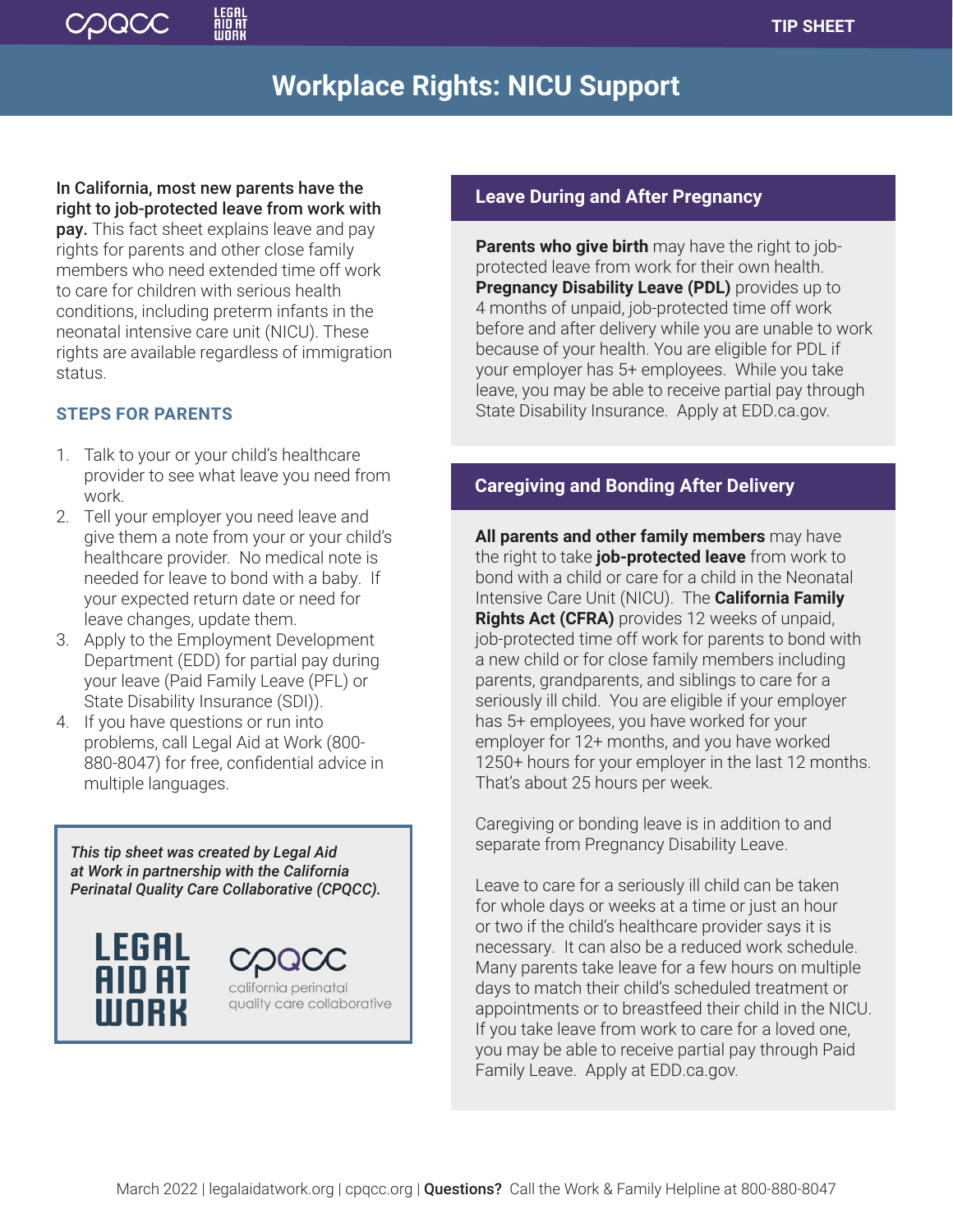# Workplace Rights: NICU Support

TIP SHEET

**In California, most new parents have the right to job-protected leave from work with pay.** This fact sheet explains leave and pay rights for parents and other close family members who need extended time off work to care for children with serious health conditions, including preterm infants in the neonatal intensive care unit (NICU). These rights are available regardless of immigration status.

### STEPS FOR PARENTS

1. Talk to your or your child's healthcare provider to see what leave you need from work.
2. Tell your employer you need leave and give them a note from your or your child's healthcare provider. No medical note is needed for leave to bond with a baby. If your expected return date or need for leave changes, update them.
3. Apply to the Employment Development Department (EDD) for partial pay during your leave (Paid Family Leave (PFL) or State Disability Insurance (SDI)).
4. If you have questions or run into problems, call Legal Aid at Work (800-880-8047) for free, confidential advice in multiple languages.

***This tip sheet was created by Legal Aid at Work in partnership with the California Perinatal Quality Care Collaborative (CPQCC).***

LEGAL AID AT WORK

cpqcc california perinatal quality care collaborative

## Leave During and After Pregnancy

**Parents who give birth** may have the right to job-protected leave from work for their own health. **Pregnancy Disability Leave (PDL)** provides up to 4 months of unpaid, job-protected time off work before and after delivery while you are unable to work because of your health. You are eligible for PDL if your employer has 5+ employees. While you take leave, you may be able to receive partial pay through State Disability Insurance. Apply at EDD.ca.gov.

## Caregiving and Bonding After Delivery

**All parents and other family members** may have the right to take **job-protected leave** from work to bond with a child or care for a child in the Neonatal Intensive Care Unit (NICU). The **California Family Rights Act (CFRA)** provides 12 weeks of unpaid, job-protected time off work for parents to bond with a new child or for close family members including parents, grandparents, and siblings to care for a seriously ill child. You are eligible if your employer has 5+ employees, you have worked for your employer for 12+ months, and you have worked 1250+ hours for your employer in the last 12 months. That's about 25 hours per week.

Caregiving or bonding leave is in addition to and separate from Pregnancy Disability Leave.

Leave to care for a seriously ill child can be taken for whole days or weeks at a time or just an hour or two if the child's healthcare provider says it is necessary. It can also be a reduced work schedule. Many parents take leave for a few hours on multiple days to match their child's scheduled treatment or appointments or to breastfeed their child in the NICU. If you take leave from work to care for a loved one, you may be able to receive partial pay through Paid Family Leave. Apply at EDD.ca.gov.

March 2022 | legalaidatwork.org | cpqcc.org | **Questions?** Call the Work & Family Helpline at 800-880-8047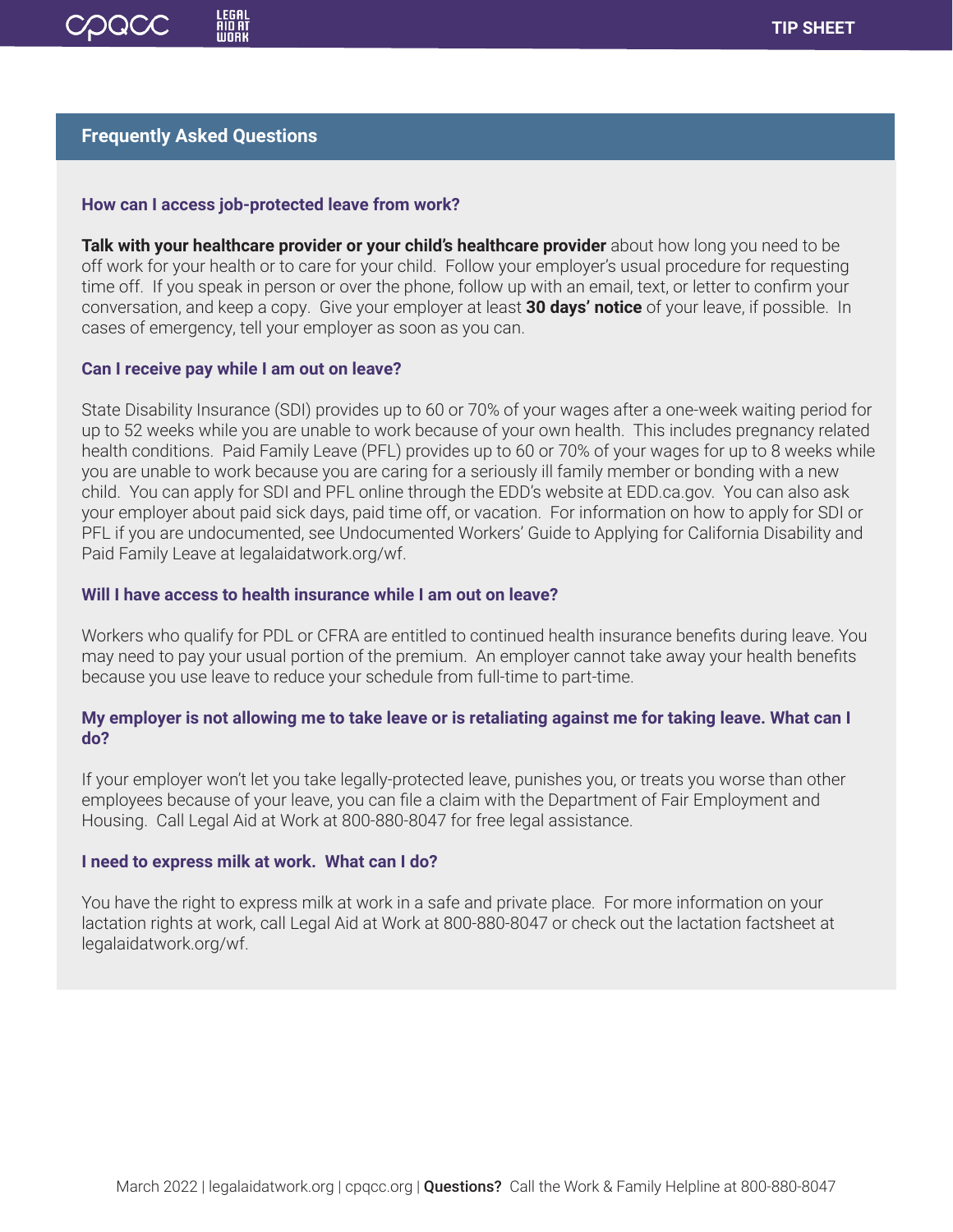## Frequently Asked Questions

### How can I access job-protected leave from work?

**Talk with your healthcare provider or your child's healthcare provider** about how long you need to be off work for your health or to care for your child. Follow your employer's usual procedure for requesting time off. If you speak in person or over the phone, follow up with an email, text, or letter to confirm your conversation, and keep a copy. Give your employer at least **30 days' notice** of your leave, if possible. In cases of emergency, tell your employer as soon as you can.

### Can I receive pay while I am out on leave?

State Disability Insurance (SDI) provides up to 60 or 70% of your wages after a one-week waiting period for up to 52 weeks while you are unable to work because of your own health. This includes pregnancy related health conditions. Paid Family Leave (PFL) provides up to 60 or 70% of your wages for up to 8 weeks while you are unable to work because you are caring for a seriously ill family member or bonding with a new child. You can apply for SDI and PFL online through the EDD's website at EDD.ca.gov. You can also ask your employer about paid sick days, paid time off, or vacation. For information on how to apply for SDI or PFL if you are undocumented, see Undocumented Workers' Guide to Applying for California Disability and Paid Family Leave at legalaidatwork.org/wf.

### Will I have access to health insurance while I am out on leave?

Workers who qualify for PDL or CFRA are entitled to continued health insurance benefits during leave. You may need to pay your usual portion of the premium. An employer cannot take away your health benefits because you use leave to reduce your schedule from full-time to part-time.

### My employer is not allowing me to take leave or is retaliating against me for taking leave. What can I do?

If your employer won't let you take legally-protected leave, punishes you, or treats you worse than other employees because of your leave, you can file a claim with the Department of Fair Employment and Housing. Call Legal Aid at Work at 800-880-8047 for free legal assistance.

### I need to express milk at work. What can I do?

You have the right to express milk at work in a safe and private place. For more information on your lactation rights at work, call Legal Aid at Work at 800-880-8047 or check out the lactation factsheet at legalaidatwork.org/wf.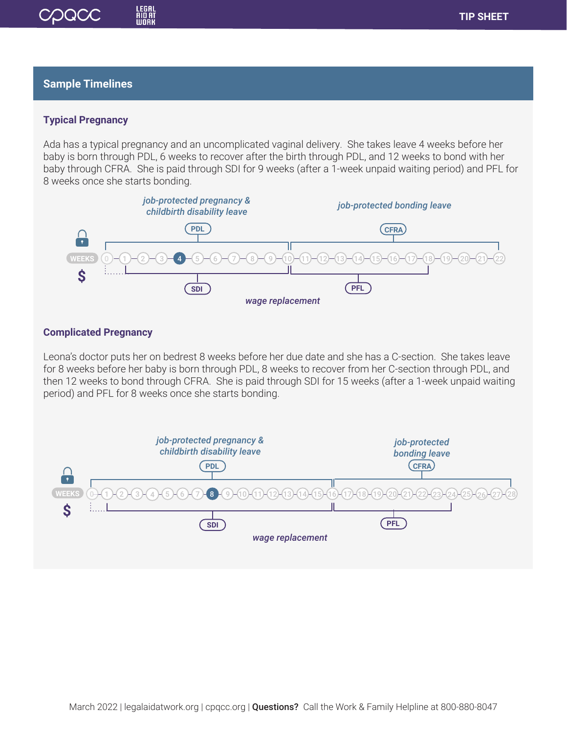## Sample Timelines

### Typical Pregnancy

Ada has a typical pregnancy and an uncomplicated vaginal delivery. She takes leave 4 weeks before her baby is born through PDL, 6 weeks to recover after the birth through PDL, and 12 weeks to bond with her baby through CFRA. She is paid through SDI for 9 weeks (after a 1-week unpaid waiting period) and PFL for 8 weeks once she starts bonding.

*job-protected pregnancy & childbirth disability leave*

PDL

*job-protected bonding leave*

CFRA

WEEKS 0 1 2 3 4 5 6 7 8 9 10 11 12 13 14 15 16 17 18 19 20 21 22

SDI

PFL

*wage replacement*

### Complicated Pregnancy

Leona's doctor puts her on bedrest 8 weeks before her due date and she has a C-section. She takes leave for 8 weeks before her baby is born through PDL, 8 weeks to recover from her C-section through PDL, and then 12 weeks to bond through CFRA. She is paid through SDI for 15 weeks (after a 1-week unpaid waiting period) and PFL for 8 weeks once she starts bonding.

*job-protected pregnancy & childbirth disability leave*

PDL

*job-protected bonding leave*

CFRA

WEEKS 0 1 2 3 4 5 6 7 8 9 10 11 12 13 14 15 16 17 18 19 20 21 22 23 24 25 26 27 28

SDI

PFL

*wage replacement*

March 2022 | legalaidatwork.org | cpqcc.org | **Questions?** Call the Work & Family Helpline at 800-880-8047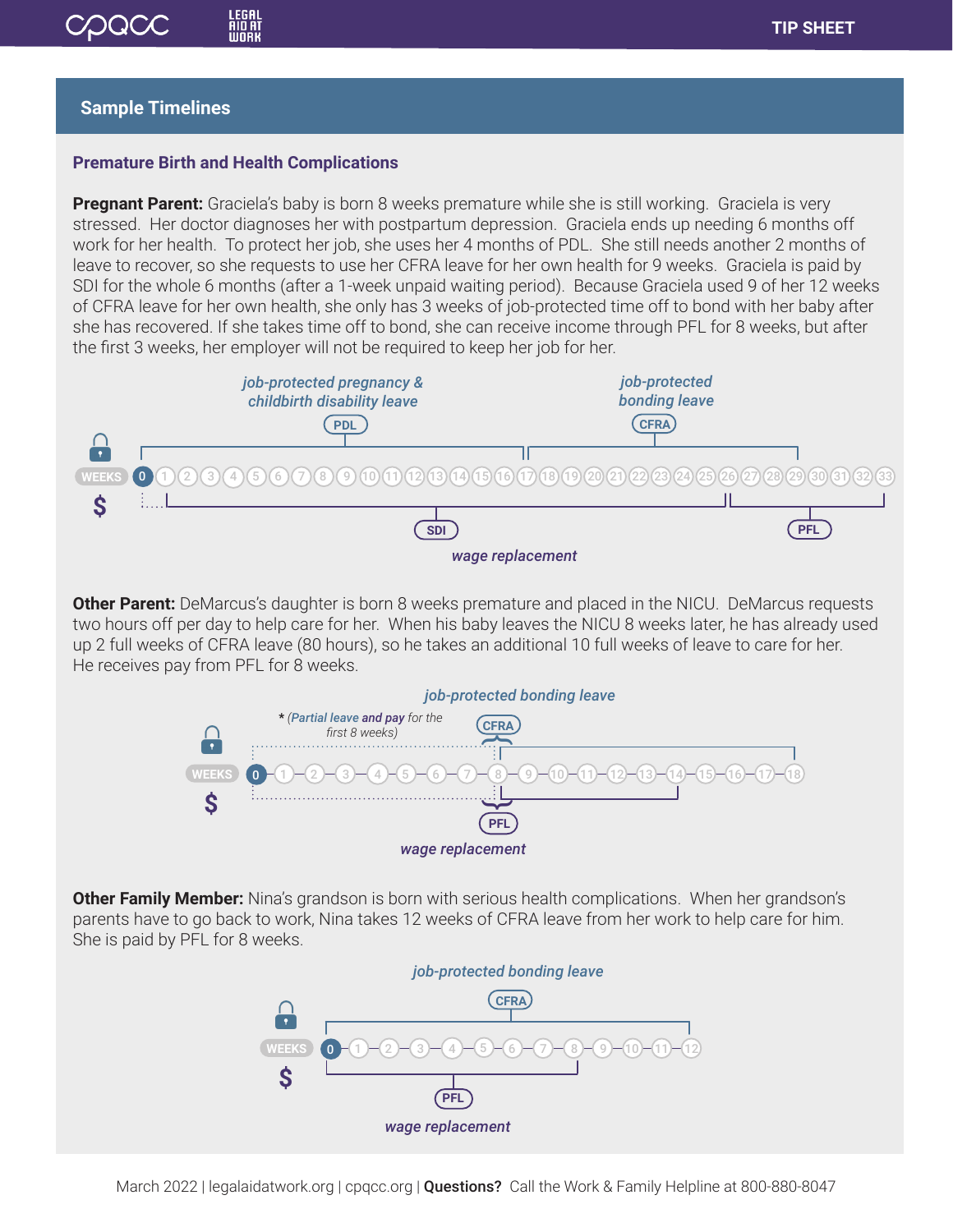## Sample Timelines

### Premature Birth and Health Complications

**Pregnant Parent:** Graciela's baby is born 8 weeks premature while she is still working. Graciela is very stressed. Her doctor diagnoses her with postpartum depression. Graciela ends up needing 6 months off work for her health. To protect her job, she uses her 4 months of PDL. She still needs another 2 months of leave to recover, so she requests to use her CFRA leave for her own health for 9 weeks. Graciela is paid by SDI for the whole 6 months (after a 1-week unpaid waiting period). Because Graciela used 9 of her 12 weeks of CFRA leave for her own health, she only has 3 weeks of job-protected time off to bond with her baby after she has recovered. If she takes time off to bond, she can receive income through PFL for 8 weeks, but after the first 3 weeks, her employer will not be required to keep her job for her.

*job-protected pregnancy & childbirth disability leave*
PDL
*job-protected bonding leave*
CFRA
WEEKS 0 1 2 3 4 5 6 7 8 9 10 11 12 13 14 15 16 17 18 19 20 21 22 23 24 25 26 27 28 29 30 31 32 33
$
SDI
PFL
*wage replacement*

**Other Parent:** DeMarcus's daughter is born 8 weeks premature and placed in the NICU. DeMarcus requests two hours off per day to help care for her. When his baby leaves the NICU 8 weeks later, he has already used up 2 full weeks of CFRA leave (80 hours), so he takes an additional 10 full weeks of leave to care for her. He receives pay from PFL for 8 weeks.

*job-protected bonding leave*
\* (*Partial leave* and *pay* for the first 8 weeks)
CFRA
WEEKS 0 1 2 3 4 5 6 7 8 9 10 11 12 13 14 15 16 17 18
$
PFL
*wage replacement*

**Other Family Member:** Nina's grandson is born with serious health complications. When her grandson's parents have to go back to work, Nina takes 12 weeks of CFRA leave from her work to help care for him. She is paid by PFL for 8 weeks.

*job-protected bonding leave*
CFRA
WEEKS 0 1 2 3 4 5 6 7 8 9 10 11 12
$
PFL
*wage replacement*

March 2022 | legalaidatwork.org | cpqcc.org | **Questions?** Call the Work & Family Helpline at 800-880-8047